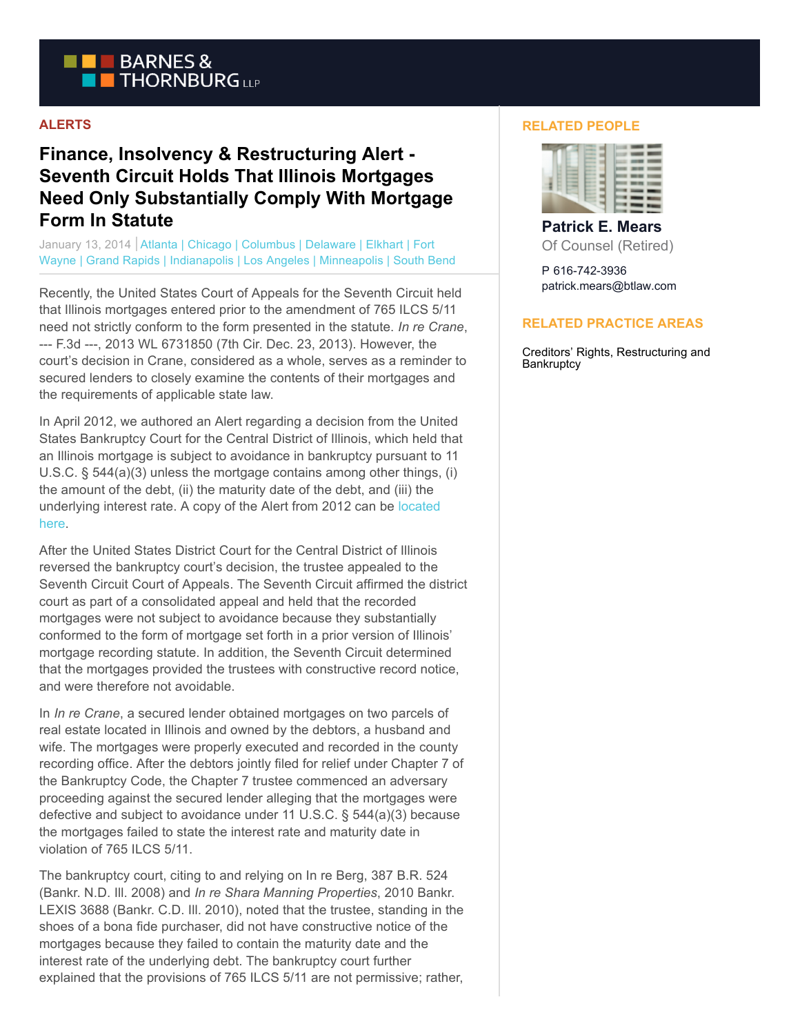ALERTS

# Finance, Insolvency & Restructuring Alert - Seventh Circuit Holds That Illinois Mortgages Need Only Substantially Comply With Mortgage Form In Statute

January 13, 2014 | Atlanta | Chicago | Columbus | Delaware | Elkhart | Fort Wayne | Grand Rapids | Indianapolis | Los Angeles | Minneapolis | South Bend

Recently, the United States Court of Appeals for the Seventh Circuit held that Illinois mortgages entered prior to the amendment of 765 ILCS 5/11 need not strictly conform to the form presented in the statute. *In re Crane*, --- F.3d ---, 2013 WL 6731850 (7th Cir. Dec. 23, 2013). However, the court's decision in Crane, considered as a whole, serves as a reminder to secured lenders to closely examine the contents of their mortgages and the requirements of applicable state law.

In April 2012, we authored an Alert regarding a decision from the United States Bankruptcy Court for the Central District of Illinois, which held that an Illinois mortgage is subject to avoidance in bankruptcy pursuant to 11 U.S.C. § 544(a)(3) unless the mortgage contains among other things, (i) the amount of the debt, (ii) the maturity date of the debt, and (iii) the underlying interest rate. A copy of the Alert from 2012 can be located here.

After the United States District Court for the Central District of Illinois reversed the bankruptcy court's decision, the trustee appealed to the Seventh Circuit Court of Appeals. The Seventh Circuit affirmed the district court as part of a consolidated appeal and held that the recorded mortgages were not subject to avoidance because they substantially conformed to the form of mortgage set forth in a prior version of Illinois' mortgage recording statute. In addition, the Seventh Circuit determined that the mortgages provided the trustees with constructive record notice, and were therefore not avoidable.

In *In re Crane*, a secured lender obtained mortgages on two parcels of real estate located in Illinois and owned by the debtors, a husband and wife. The mortgages were properly executed and recorded in the county recording office. After the debtors jointly filed for relief under Chapter 7 of the Bankruptcy Code, the Chapter 7 trustee commenced an adversary proceeding against the secured lender alleging that the mortgages were defective and subject to avoidance under 11 U.S.C. § 544(a)(3) because the mortgages failed to state the interest rate and maturity date in violation of 765 ILCS 5/11.

The bankruptcy court, citing to and relying on In re Berg, 387 B.R. 524 (Bankr. N.D. Ill. 2008) and *In re Shara Manning Properties*, 2010 Bankr. LEXIS 3688 (Bankr. C.D. Ill. 2010), noted that the trustee, standing in the shoes of a bona fide purchaser, did not have constructive notice of the mortgages because they failed to contain the maturity date and the interest rate of the underlying debt. The bankruptcy court further explained that the provisions of 765 ILCS 5/11 are not permissive; rather,

## RELATED PEOPLE

**Patrick E. Mears**
Of Counsel (Retired)

P 616-742-3936
patrick.mears@btlaw.com

## RELATED PRACTICE AREAS

Creditors' Rights, Restructuring and Bankruptcy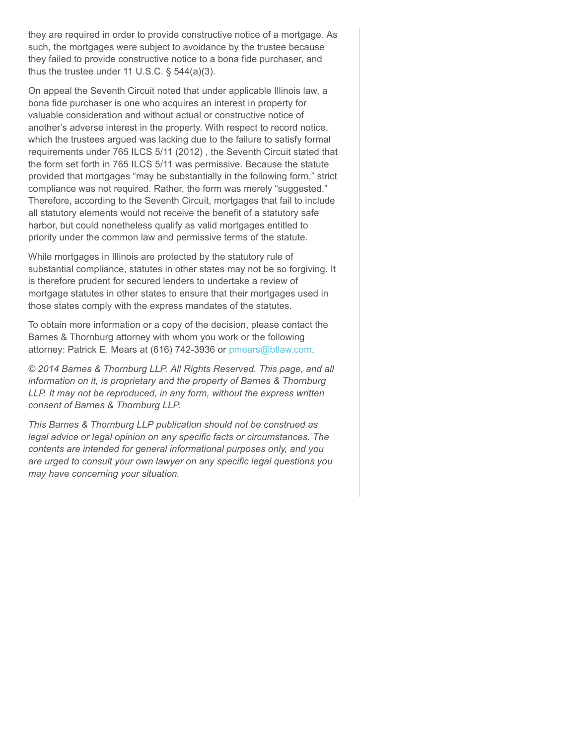they are required in order to provide constructive notice of a mortgage. As such, the mortgages were subject to avoidance by the trustee because they failed to provide constructive notice to a bona fide purchaser, and thus the trustee under 11 U.S.C. § 544(a)(3).

On appeal the Seventh Circuit noted that under applicable Illinois law, a bona fide purchaser is one who acquires an interest in property for valuable consideration and without actual or constructive notice of another's adverse interest in the property. With respect to record notice, which the trustees argued was lacking due to the failure to satisfy formal requirements under 765 ILCS 5/11 (2012) , the Seventh Circuit stated that the form set forth in 765 ILCS 5/11 was permissive. Because the statute provided that mortgages "may be substantially in the following form," strict compliance was not required. Rather, the form was merely "suggested." Therefore, according to the Seventh Circuit, mortgages that fail to include all statutory elements would not receive the benefit of a statutory safe harbor, but could nonetheless qualify as valid mortgages entitled to priority under the common law and permissive terms of the statute.

While mortgages in Illinois are protected by the statutory rule of substantial compliance, statutes in other states may not be so forgiving. It is therefore prudent for secured lenders to undertake a review of mortgage statutes in other states to ensure that their mortgages used in those states comply with the express mandates of the statutes.

To obtain more information or a copy of the decision, please contact the Barnes & Thornburg attorney with whom you work or the following attorney: Patrick E. Mears at (616) 742-3936 or pmears@btlaw.com.

*© 2014 Barnes & Thornburg LLP. All Rights Reserved. This page, and all information on it, is proprietary and the property of Barnes & Thornburg LLP. It may not be reproduced, in any form, without the express written consent of Barnes & Thornburg LLP.*

*This Barnes & Thornburg LLP publication should not be construed as legal advice or legal opinion on any specific facts or circumstances. The contents are intended for general informational purposes only, and you are urged to consult your own lawyer on any specific legal questions you may have concerning your situation.*